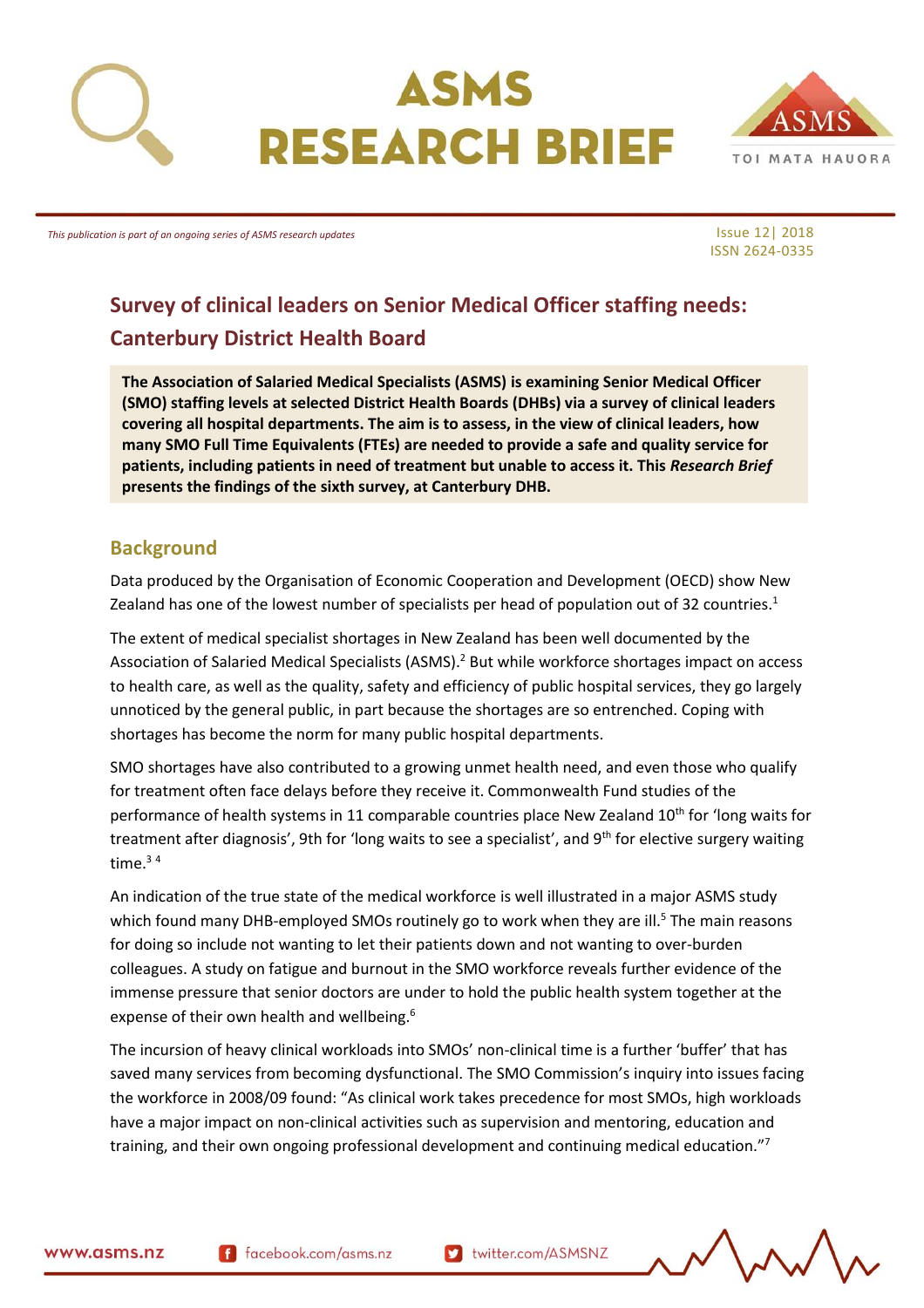# ASMS RESEARCH BRIEF

*This publication is part of an ongoing series of ASMS research updates*

Issue 12| 2018
ISSN 2624-0335

## Survey of clinical leaders on Senior Medical Officer staffing needs: Canterbury District Health Board

**The Association of Salaried Medical Specialists (ASMS) is examining Senior Medical Officer (SMO) staffing levels at selected District Health Boards (DHBs) via a survey of clinical leaders covering all hospital departments. The aim is to assess, in the view of clinical leaders, how many SMO Full Time Equivalents (FTEs) are needed to provide a safe and quality service for patients, including patients in need of treatment but unable to access it. This *Research Brief* presents the findings of the sixth survey, at Canterbury DHB.**

### Background

Data produced by the Organisation of Economic Cooperation and Development (OECD) show New Zealand has one of the lowest number of specialists per head of population out of 32 countries.[1]

The extent of medical specialist shortages in New Zealand has been well documented by the Association of Salaried Medical Specialists (ASMS).[2] But while workforce shortages impact on access to health care, as well as the quality, safety and efficiency of public hospital services, they go largely unnoticed by the general public, in part because the shortages are so entrenched. Coping with shortages has become the norm for many public hospital departments.

SMO shortages have also contributed to a growing unmet health need, and even those who qualify for treatment often face delays before they receive it. Commonwealth Fund studies of the performance of health systems in 11 comparable countries place New Zealand 10th for 'long waits for treatment after diagnosis', 9th for 'long waits to see a specialist', and 9th for elective surgery waiting time.[3 4]

An indication of the true state of the medical workforce is well illustrated in a major ASMS study which found many DHB-employed SMOs routinely go to work when they are ill.[5] The main reasons for doing so include not wanting to let their patients down and not wanting to over-burden colleagues. A study on fatigue and burnout in the SMO workforce reveals further evidence of the immense pressure that senior doctors are under to hold the public health system together at the expense of their own health and wellbeing.[6]

The incursion of heavy clinical workloads into SMOs' non-clinical time is a further 'buffer' that has saved many services from becoming dysfunctional. The SMO Commission's inquiry into issues facing the workforce in 2008/09 found: "As clinical work takes precedence for most SMOs, high workloads have a major impact on non-clinical activities such as supervision and mentoring, education and training, and their own ongoing professional development and continuing medical education."[7]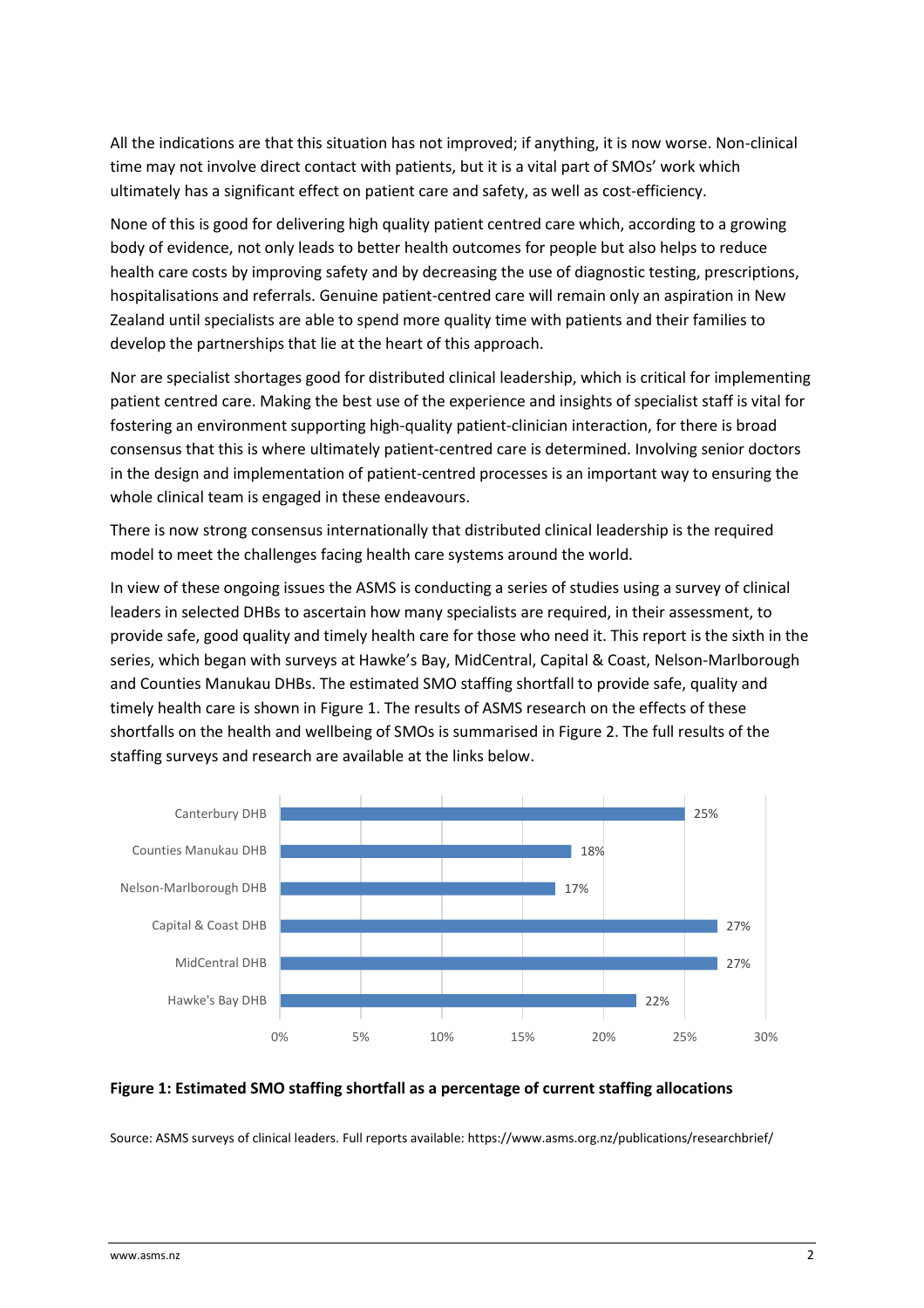All the indications are that this situation has not improved; if anything, it is now worse. Non-clinical time may not involve direct contact with patients, but it is a vital part of SMOs' work which ultimately has a significant effect on patient care and safety, as well as cost-efficiency.

None of this is good for delivering high quality patient centred care which, according to a growing body of evidence, not only leads to better health outcomes for people but also helps to reduce health care costs by improving safety and by decreasing the use of diagnostic testing, prescriptions, hospitalisations and referrals. Genuine patient-centred care will remain only an aspiration in New Zealand until specialists are able to spend more quality time with patients and their families to develop the partnerships that lie at the heart of this approach.

Nor are specialist shortages good for distributed clinical leadership, which is critical for implementing patient centred care. Making the best use of the experience and insights of specialist staff is vital for fostering an environment supporting high-quality patient-clinician interaction, for there is broad consensus that this is where ultimately patient-centred care is determined. Involving senior doctors in the design and implementation of patient-centred processes is an important way to ensuring the whole clinical team is engaged in these endeavours.

There is now strong consensus internationally that distributed clinical leadership is the required model to meet the challenges facing health care systems around the world.

In view of these ongoing issues the ASMS is conducting a series of studies using a survey of clinical leaders in selected DHBs to ascertain how many specialists are required, in their assessment, to provide safe, good quality and timely health care for those who need it. This report is the sixth in the series, which began with surveys at Hawke's Bay, MidCentral, Capital & Coast, Nelson-Marlborough and Counties Manukau DHBs. The estimated SMO staffing shortfall to provide safe, quality and timely health care is shown in Figure 1. The results of ASMS research on the effects of these shortfalls on the health and wellbeing of SMOs is summarised in Figure 2. The full results of the staffing surveys and research are available at the links below.

| DHB | Estimated shortfall |
|---|---|
| Canterbury DHB | 25% |
| Counties Manukau DHB | 18% |
| Nelson-Marlborough DHB | 17% |
| Capital & Coast DHB | 27% |
| MidCentral DHB | 27% |
| Hawke's Bay DHB | 22% |

**Figure 1: Estimated SMO staffing shortfall as a percentage of current staffing allocations**

Source: ASMS surveys of clinical leaders. Full reports available: https://www.asms.org.nz/publications/researchbrief/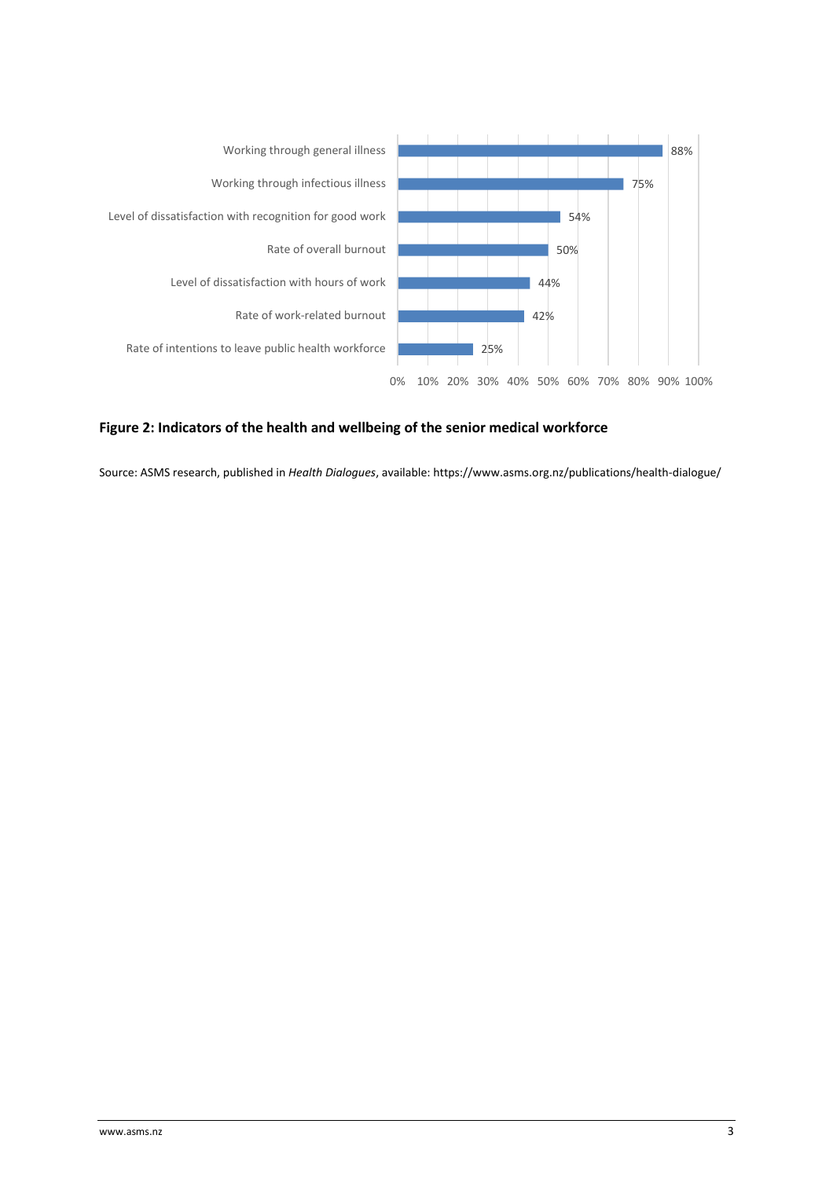| Indicator | Value |
| --- | --- |
| Working through general illness | 88% |
| Working through infectious illness | 75% |
| Level of dissatisfaction with recognition for good work | 54% |
| Rate of overall burnout | 50% |
| Level of dissatisfaction with hours of work | 44% |
| Rate of work-related burnout | 42% |
| Rate of intentions to leave public health workforce | 25% |

**Figure 2: Indicators of the health and wellbeing of the senior medical workforce**

Source: ASMS research, published in *Health Dialogues*, available: https://www.asms.org.nz/publications/health-dialogue/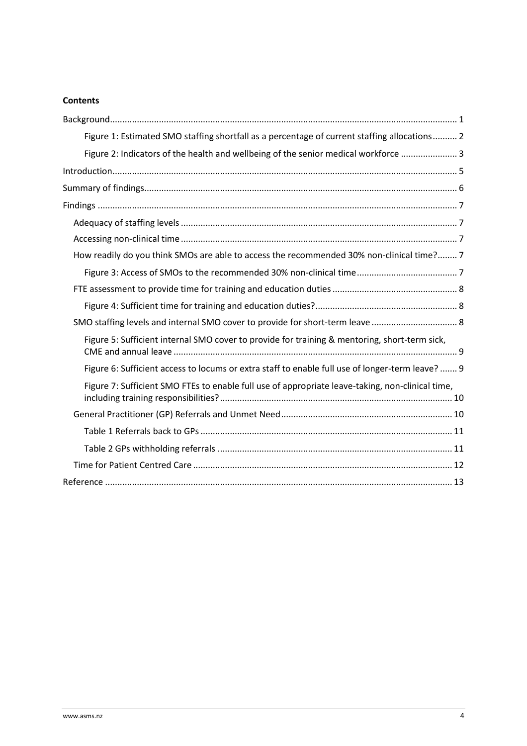**Contents**

Background ........................................................................................................................................ 1

Figure 1: Estimated SMO staffing shortfall as a percentage of current staffing allocations .......... 2

Figure 2: Indicators of the health and wellbeing of the senior medical workforce ....................... 3

Introduction ........................................................................................................................................ 5

Summary of findings ........................................................................................................................... 6

Findings .............................................................................................................................................. 7

Adequacy of staffing levels ................................................................................................................ 7

Accessing non-clinical time ................................................................................................................ 7

How readily do you think SMOs are able to access the recommended 30% non-clinical time? ........ 7

Figure 3: Access of SMOs to the recommended 30% non-clinical time ......................................... 7

FTE assessment to provide time for training and education duties ................................................... 8

Figure 4: Sufficient time for training and education duties? .......................................................... 8

SMO staffing levels and internal SMO cover to provide for short-term leave .................................. 8

Figure 5: Sufficient internal SMO cover to provide for training & mentoring, short-term sick, CME and annual leave ................................................................................................................... 9

Figure 6: Sufficient access to locums or extra staff to enable full use of longer-term leave? ....... 9

Figure 7: Sufficient SMO FTEs to enable full use of appropriate leave-taking, non-clinical time, including training responsibilities? .............................................................................................. 10

General Practitioner (GP) Referrals and Unmet Need ...................................................................... 10

Table 1 Referrals back to GPs ...................................................................................................... 11

Table 2 GPs withholding referrals ............................................................................................... 11

Time for Patient Centred Care ......................................................................................................... 12

Reference ......................................................................................................................................... 13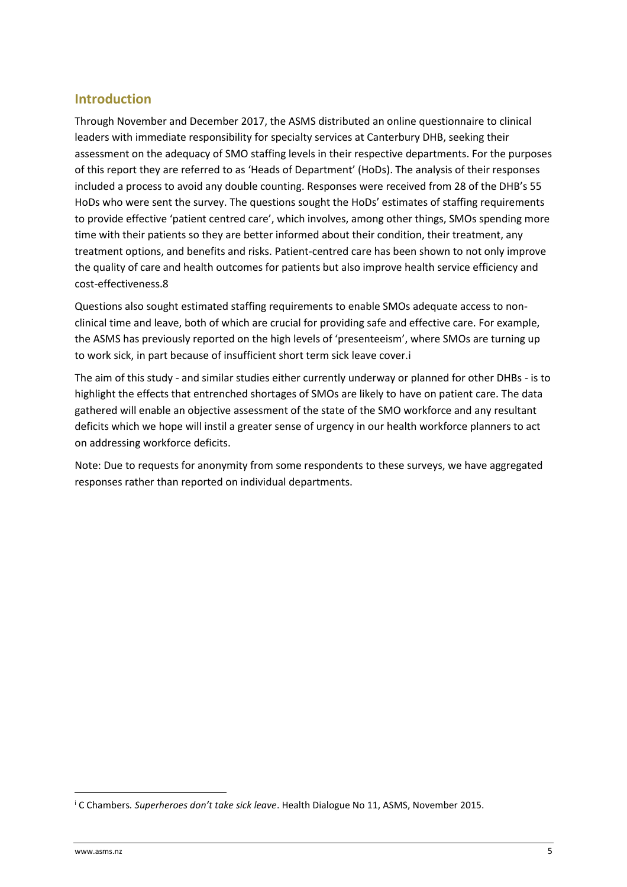## Introduction

Through November and December 2017, the ASMS distributed an online questionnaire to clinical leaders with immediate responsibility for specialty services at Canterbury DHB, seeking their assessment on the adequacy of SMO staffing levels in their respective departments. For the purposes of this report they are referred to as 'Heads of Department' (HoDs). The analysis of their responses included a process to avoid any double counting. Responses were received from 28 of the DHB's 55 HoDs who were sent the survey. The questions sought the HoDs' estimates of staffing requirements to provide effective 'patient centred care', which involves, among other things, SMOs spending more time with their patients so they are better informed about their condition, their treatment, any treatment options, and benefits and risks. Patient-centred care has been shown to not only improve the quality of care and health outcomes for patients but also improve health service efficiency and cost-effectiveness.8

Questions also sought estimated staffing requirements to enable SMOs adequate access to non-clinical time and leave, both of which are crucial for providing safe and effective care. For example, the ASMS has previously reported on the high levels of 'presenteeism', where SMOs are turning up to work sick, in part because of insufficient short term sick leave cover.[i]

The aim of this study - and similar studies either currently underway or planned for other DHBs - is to highlight the effects that entrenched shortages of SMOs are likely to have on patient care. The data gathered will enable an objective assessment of the state of the SMO workforce and any resultant deficits which we hope will instil a greater sense of urgency in our health workforce planners to act on addressing workforce deficits.

Note: Due to requests for anonymity from some respondents to these surveys, we have aggregated responses rather than reported on individual departments.

---

[i] C Chambers. *Superheroes don't take sick leave*. Health Dialogue No 11, ASMS, November 2015.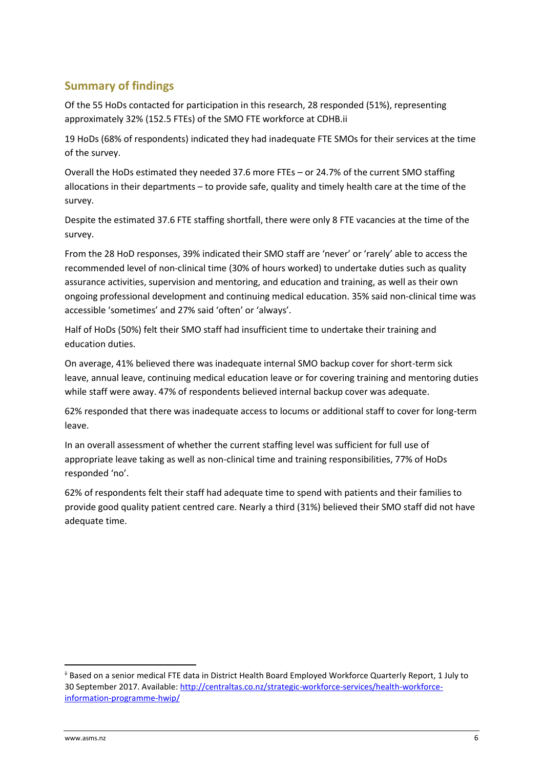## Summary of findings

Of the 55 HoDs contacted for participation in this research, 28 responded (51%), representing approximately 32% (152.5 FTEs) of the SMO FTE workforce at CDHB.[ii]

19 HoDs (68% of respondents) indicated they had inadequate FTE SMOs for their services at the time of the survey.

Overall the HoDs estimated they needed 37.6 more FTEs – or 24.7% of the current SMO staffing allocations in their departments – to provide safe, quality and timely health care at the time of the survey.

Despite the estimated 37.6 FTE staffing shortfall, there were only 8 FTE vacancies at the time of the survey.

From the 28 HoD responses, 39% indicated their SMO staff are 'never' or 'rarely' able to access the recommended level of non-clinical time (30% of hours worked) to undertake duties such as quality assurance activities, supervision and mentoring, and education and training, as well as their own ongoing professional development and continuing medical education. 35% said non-clinical time was accessible 'sometimes' and 27% said 'often' or 'always'.

Half of HoDs (50%) felt their SMO staff had insufficient time to undertake their training and education duties.

On average, 41% believed there was inadequate internal SMO backup cover for short-term sick leave, annual leave, continuing medical education leave or for covering training and mentoring duties while staff were away. 47% of respondents believed internal backup cover was adequate.

62% responded that there was inadequate access to locums or additional staff to cover for long-term leave.

In an overall assessment of whether the current staffing level was sufficient for full use of appropriate leave taking as well as non-clinical time and training responsibilities, 77% of HoDs responded 'no'.

62% of respondents felt their staff had adequate time to spend with patients and their families to provide good quality patient centred care. Nearly a third (31%) believed their SMO staff did not have adequate time.

---

[ii] Based on a senior medical FTE data in District Health Board Employed Workforce Quarterly Report, 1 July to 30 September 2017. Available: http://centraltas.co.nz/strategic-workforce-services/health-workforce-information-programme-hwip/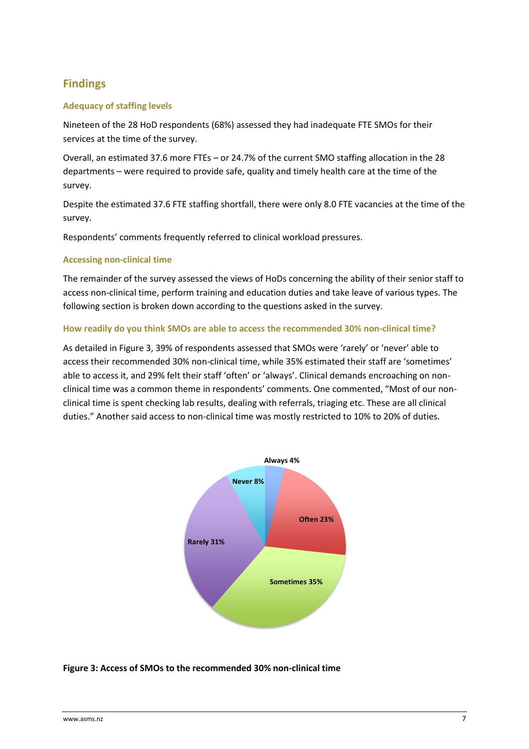## Findings

### Adequacy of staffing levels

Nineteen of the 28 HoD respondents (68%) assessed they had inadequate FTE SMOs for their services at the time of the survey.

Overall, an estimated 37.6 more FTEs – or 24.7% of the current SMO staffing allocation in the 28 departments – were required to provide safe, quality and timely health care at the time of the survey.

Despite the estimated 37.6 FTE staffing shortfall, there were only 8.0 FTE vacancies at the time of the survey.

Respondents' comments frequently referred to clinical workload pressures.

### Accessing non-clinical time

The remainder of the survey assessed the views of HoDs concerning the ability of their senior staff to access non-clinical time, perform training and education duties and take leave of various types. The following section is broken down according to the questions asked in the survey.

#### How readily do you think SMOs are able to access the recommended 30% non-clinical time?

As detailed in Figure 3, 39% of respondents assessed that SMOs were 'rarely' or 'never' able to access their recommended 30% non-clinical time, while 35% estimated their staff are 'sometimes' able to access it, and 29% felt their staff 'often' or 'always'. Clinical demands encroaching on non-clinical time was a common theme in respondents' comments. One commented, "Most of our non-clinical time is spent checking lab results, dealing with referrals, triaging etc. These are all clinical duties." Another said access to non-clinical time was mostly restricted to 10% to 20% of duties.

Always 4%
Often 23%
Sometimes 35%
Rarely 31%
Never 8%

**Figure 3: Access of SMOs to the recommended 30% non-clinical time**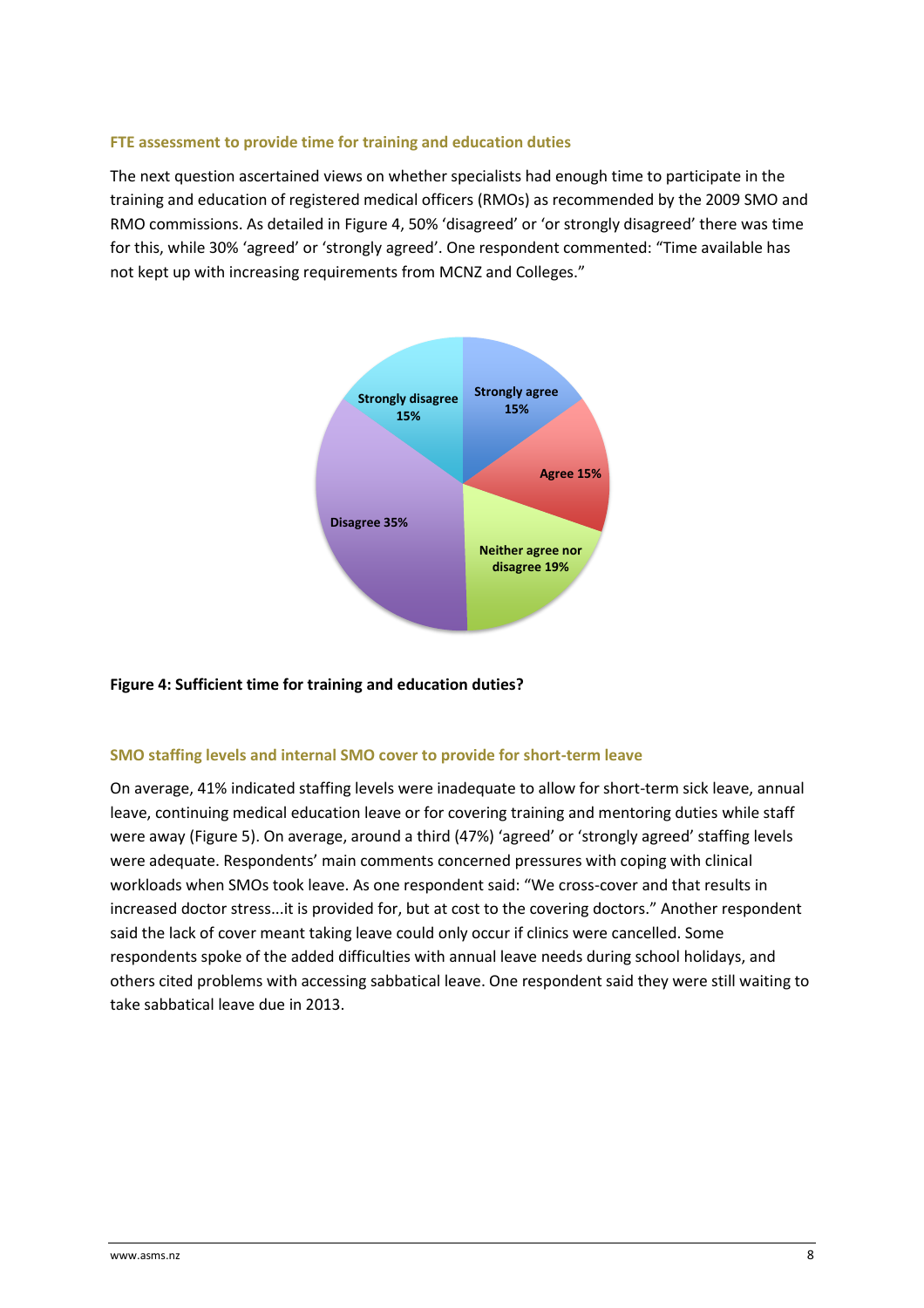### FTE assessment to provide time for training and education duties

The next question ascertained views on whether specialists had enough time to participate in the training and education of registered medical officers (RMOs) as recommended by the 2009 SMO and RMO commissions. As detailed in Figure 4, 50% 'disagreed' or 'or strongly disagreed' there was time for this, while 30% 'agreed' or 'strongly agreed'. One respondent commented: "Time available has not kept up with increasing requirements from MCNZ and Colleges."

**Figure 4: Sufficient time for training and education duties?**

### SMO staffing levels and internal SMO cover to provide for short-term leave

On average, 41% indicated staffing levels were inadequate to allow for short-term sick leave, annual leave, continuing medical education leave or for covering training and mentoring duties while staff were away (Figure 5). On average, around a third (47%) 'agreed' or 'strongly agreed' staffing levels were adequate. Respondents' main comments concerned pressures with coping with clinical workloads when SMOs took leave. As one respondent said: "We cross-cover and that results in increased doctor stress...it is provided for, but at cost to the covering doctors." Another respondent said the lack of cover meant taking leave could only occur if clinics were cancelled. Some respondents spoke of the added difficulties with annual leave needs during school holidays, and others cited problems with accessing sabbatical leave. One respondent said they were still waiting to take sabbatical leave due in 2013.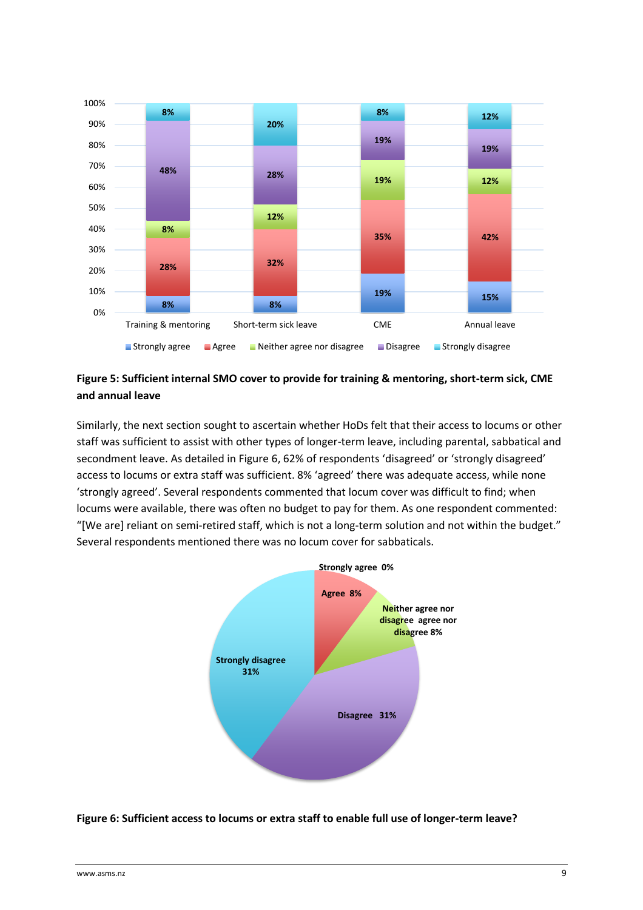**Figure 5: Sufficient internal SMO cover to provide for training & mentoring, short-term sick, CME and annual leave**

Similarly, the next section sought to ascertain whether HoDs felt that their access to locums or other staff was sufficient to assist with other types of longer-term leave, including parental, sabbatical and secondment leave. As detailed in Figure 6, 62% of respondents 'disagreed' or 'strongly disagreed' access to locums or extra staff was sufficient. 8% 'agreed' there was adequate access, while none 'strongly agreed'. Several respondents commented that locum cover was difficult to find; when locums were available, there was often no budget to pay for them. As one respondent commented: "[We are] reliant on semi-retired staff, which is not a long-term solution and not within the budget." Several respondents mentioned there was no locum cover for sabbaticals.

**Figure 6: Sufficient access to locums or extra staff to enable full use of longer-term leave?**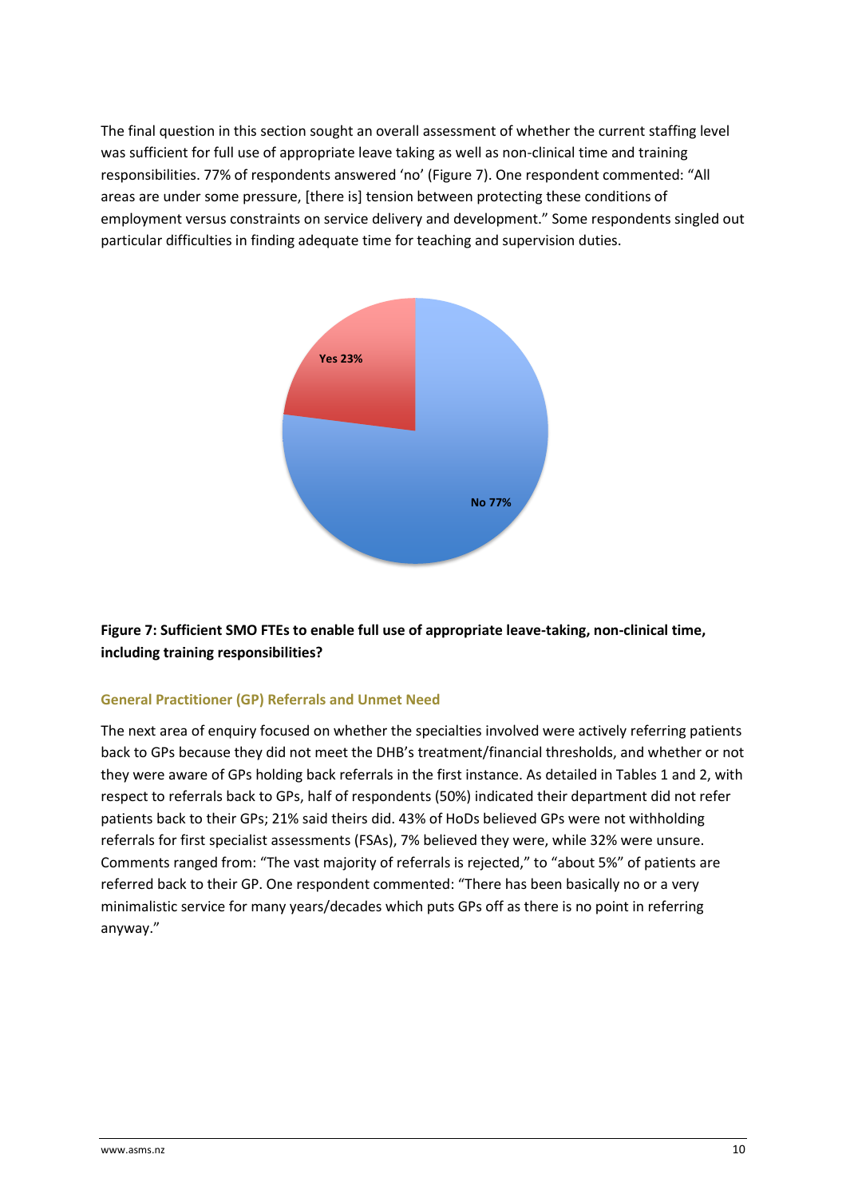The final question in this section sought an overall assessment of whether the current staffing level was sufficient for full use of appropriate leave taking as well as non-clinical time and training responsibilities. 77% of respondents answered 'no' (Figure 7). One respondent commented: "All areas are under some pressure, [there is] tension between protecting these conditions of employment versus constraints on service delivery and development." Some respondents singled out particular difficulties in finding adequate time for teaching and supervision duties.

Yes 23%

No 77%

**Figure 7: Sufficient SMO FTEs to enable full use of appropriate leave-taking, non-clinical time, including training responsibilities?**

### General Practitioner (GP) Referrals and Unmet Need

The next area of enquiry focused on whether the specialties involved were actively referring patients back to GPs because they did not meet the DHB's treatment/financial thresholds, and whether or not they were aware of GPs holding back referrals in the first instance. As detailed in Tables 1 and 2, with respect to referrals back to GPs, half of respondents (50%) indicated their department did not refer patients back to their GPs; 21% said theirs did. 43% of HoDs believed GPs were not withholding referrals for first specialist assessments (FSAs), 7% believed they were, while 32% were unsure. Comments ranged from: "The vast majority of referrals is rejected," to "about 5%" of patients are referred back to their GP. One respondent commented: "There has been basically no or a very minimalistic service for many years/decades which puts GPs off as there is no point in referring anyway."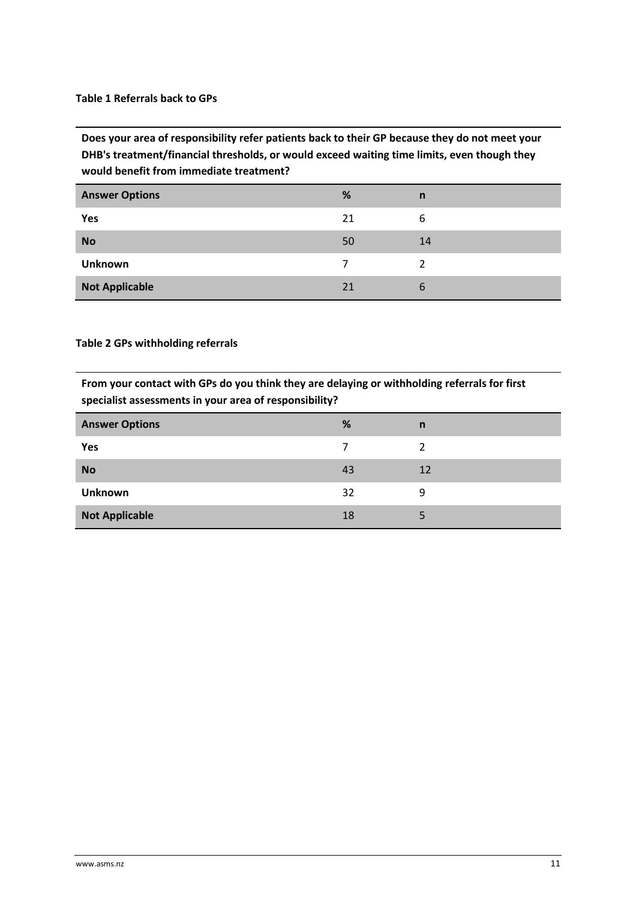**Table 1 Referrals back to GPs**

**Does your area of responsibility refer patients back to their GP because they do not meet your DHB's treatment/financial thresholds, or would exceed waiting time limits, even though they would benefit from immediate treatment?**

| Answer Options | % | n |
|---|---|---|
| **Yes** | 21 | 6 |
| **No** | 50 | 14 |
| **Unknown** | 7 | 2 |
| **Not Applicable** | 21 | 6 |

**Table 2 GPs withholding referrals**

**From your contact with GPs do you think they are delaying or withholding referrals for first specialist assessments in your area of responsibility?**

| Answer Options | % | n |
|---|---|---|
| **Yes** | 7 | 2 |
| **No** | 43 | 12 |
| **Unknown** | 32 | 9 |
| **Not Applicable** | 18 | 5 |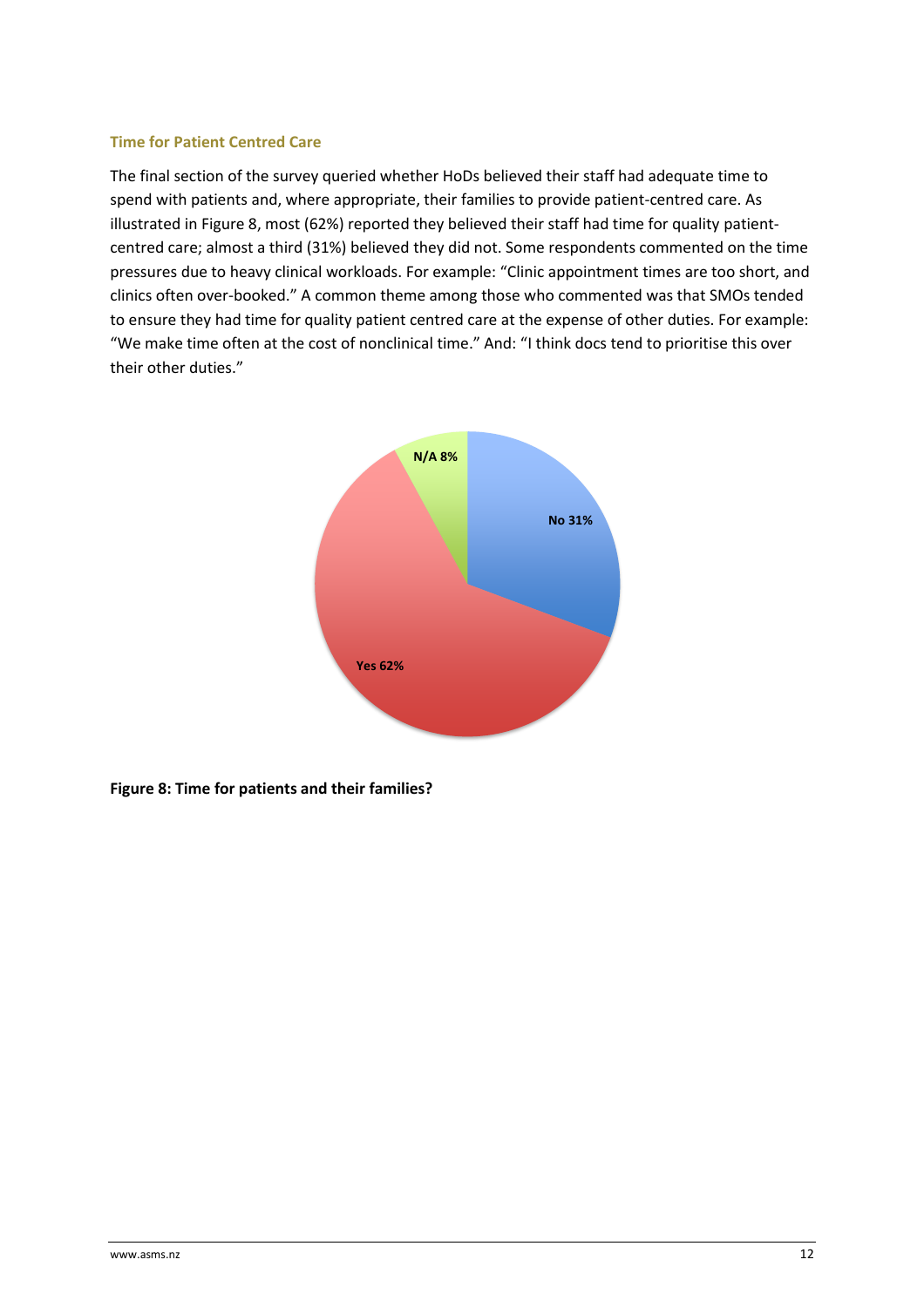### Time for Patient Centred Care

The final section of the survey queried whether HoDs believed their staff had adequate time to spend with patients and, where appropriate, their families to provide patient-centred care. As illustrated in Figure 8, most (62%) reported they believed their staff had time for quality patient-centred care; almost a third (31%) believed they did not. Some respondents commented on the time pressures due to heavy clinical workloads. For example: "Clinic appointment times are too short, and clinics often over-booked." A common theme among those who commented was that SMOs tended to ensure they had time for quality patient centred care at the expense of other duties. For example: "We make time often at the cost of nonclinical time." And: "I think docs tend to prioritise this over their other duties."

N/A 8%

No 31%

Yes 62%

**Figure 8: Time for patients and their families?**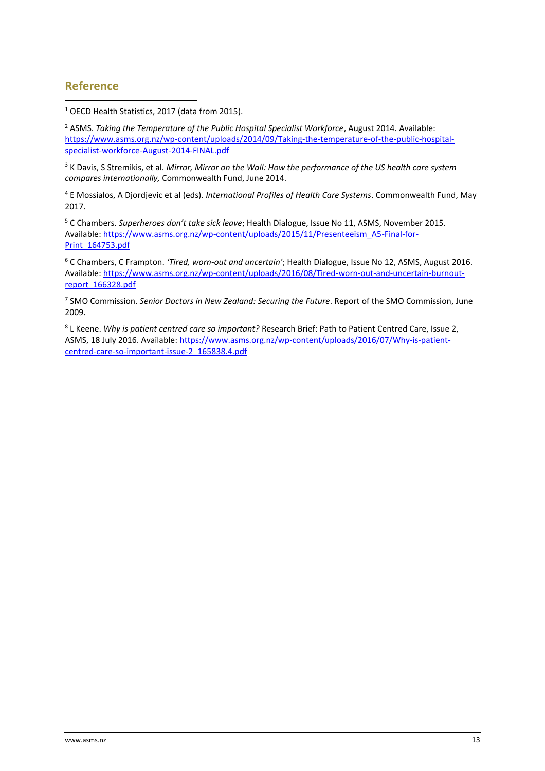## Reference

[1] OECD Health Statistics, 2017 (data from 2015).

[2] ASMS. *Taking the Temperature of the Public Hospital Specialist Workforce*, August 2014. Available: https://www.asms.org.nz/wp-content/uploads/2014/09/Taking-the-temperature-of-the-public-hospital-specialist-workforce-August-2014-FINAL.pdf

[3] K Davis, S Stremikis, et al. *Mirror, Mirror on the Wall: How the performance of the US health care system compares internationally,* Commonwealth Fund, June 2014.

[4] E Mossialos, A Djordjevic et al (eds). *International Profiles of Health Care Systems*. Commonwealth Fund, May 2017.

[5] C Chambers. *Superheroes don't take sick leave*; Health Dialogue, Issue No 11, ASMS, November 2015. Available: https://www.asms.org.nz/wp-content/uploads/2015/11/Presenteeism_A5-Final-for-Print_164753.pdf

[6] C Chambers, C Frampton. *'Tired, worn-out and uncertain'*; Health Dialogue, Issue No 12, ASMS, August 2016. Available: https://www.asms.org.nz/wp-content/uploads/2016/08/Tired-worn-out-and-uncertain-burnout-report_166328.pdf

[7] SMO Commission. *Senior Doctors in New Zealand: Securing the Future*. Report of the SMO Commission, June 2009.

[8] L Keene. *Why is patient centred care so important?* Research Brief: Path to Patient Centred Care, Issue 2, ASMS, 18 July 2016. Available: https://www.asms.org.nz/wp-content/uploads/2016/07/Why-is-patient-centred-care-so-important-issue-2_165838.4.pdf